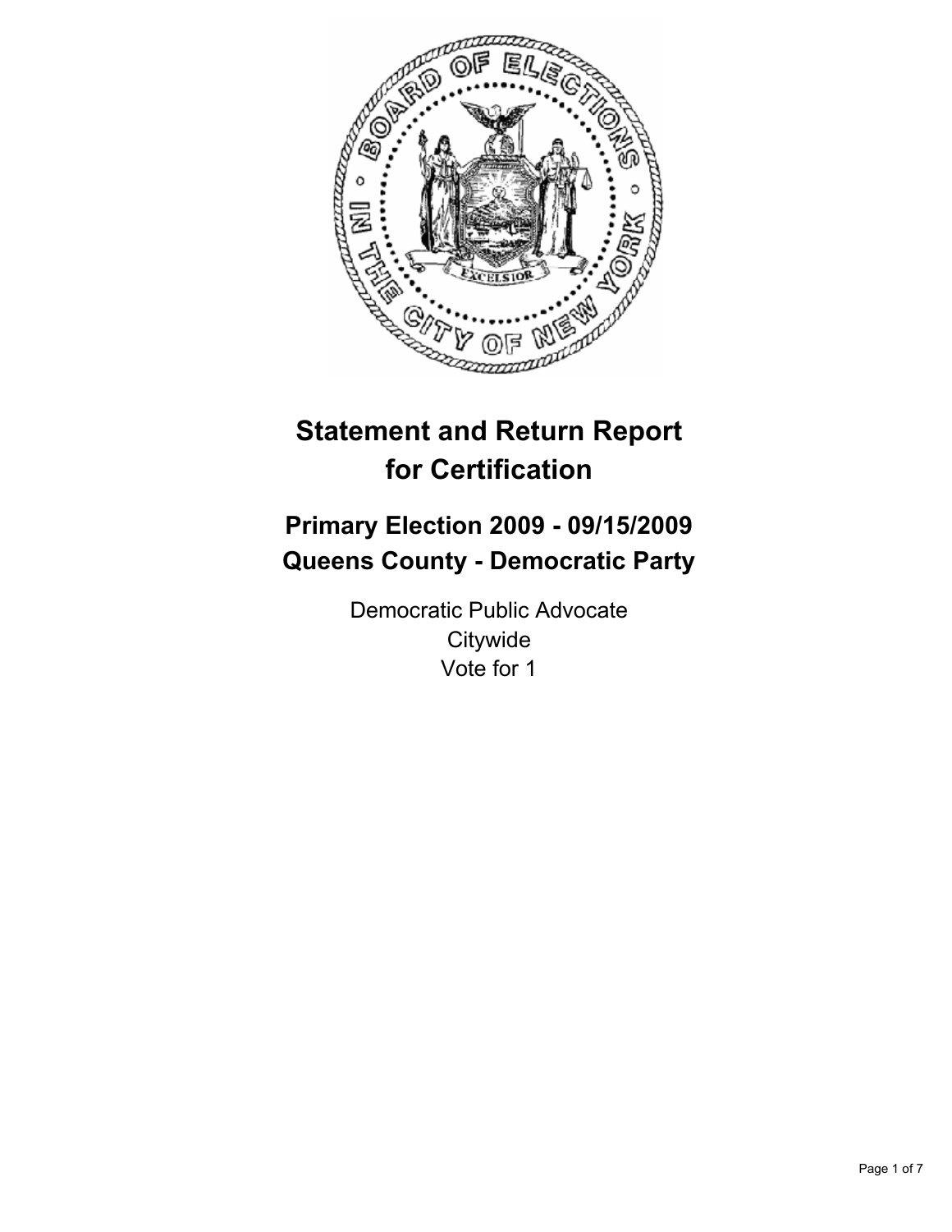# Statement and Return Report for Certification

## Primary Election 2009 - 09/15/2009
## Queens County - Democratic Party

Democratic Public Advocate
Citywide
Vote for 1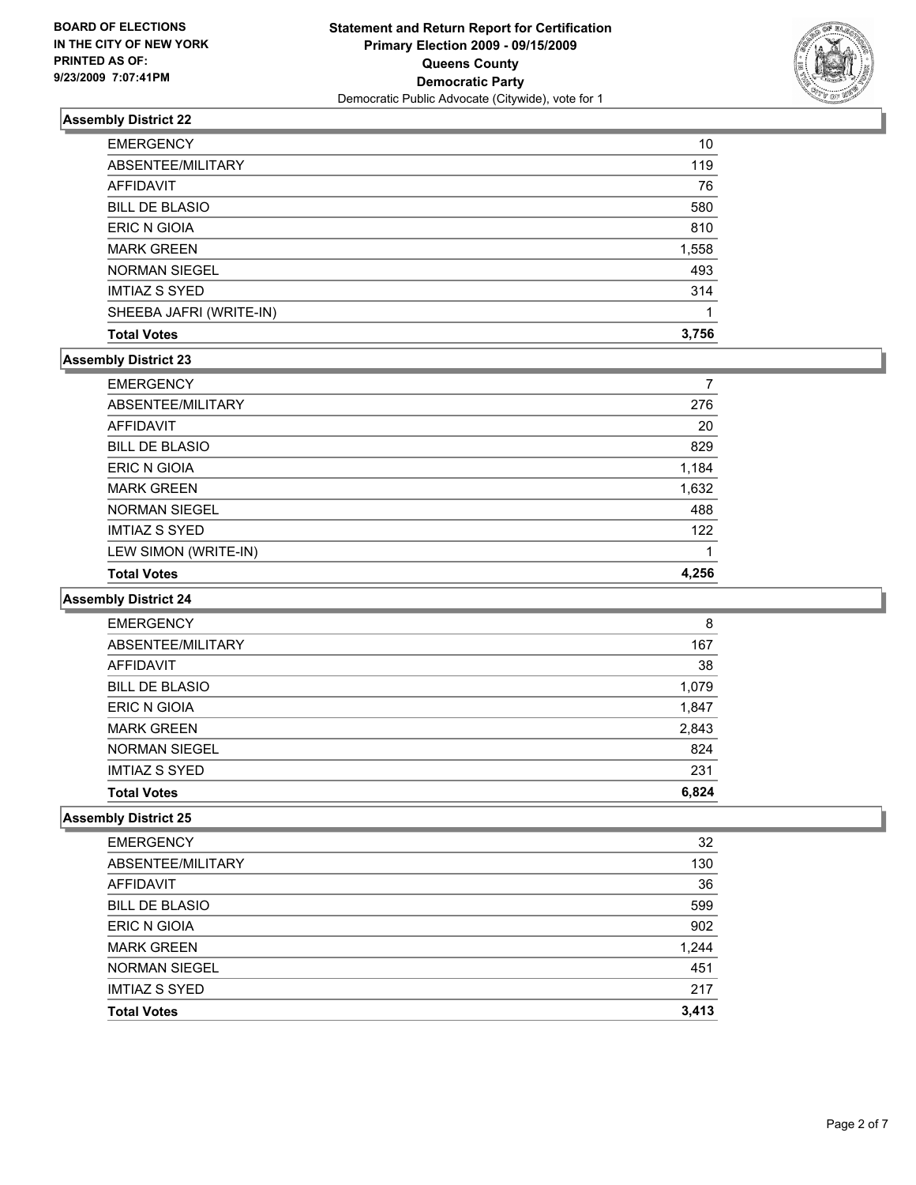**BOARD OF ELECTIONS IN THE CITY OF NEW YORK PRINTED AS OF: 9/23/2009 7:07:41PM**

# Statement and Return Report for Certification
## Primary Election 2009 - 09/15/2009
## Queens County
## Democratic Party
Democratic Public Advocate (Citywide), vote for 1

### Assembly District 22

| | |
|---|---|
| EMERGENCY | 10 |
| ABSENTEE/MILITARY | 119 |
| AFFIDAVIT | 76 |
| BILL DE BLASIO | 580 |
| ERIC N GIOIA | 810 |
| MARK GREEN | 1,558 |
| NORMAN SIEGEL | 493 |
| IMTIAZ S SYED | 314 |
| SHEEBA JAFRI (WRITE-IN) | 1 |
| **Total Votes** | **3,756** |

### Assembly District 23

| | |
|---|---|
| EMERGENCY | 7 |
| ABSENTEE/MILITARY | 276 |
| AFFIDAVIT | 20 |
| BILL DE BLASIO | 829 |
| ERIC N GIOIA | 1,184 |
| MARK GREEN | 1,632 |
| NORMAN SIEGEL | 488 |
| IMTIAZ S SYED | 122 |
| LEW SIMON (WRITE-IN) | 1 |
| **Total Votes** | **4,256** |

### Assembly District 24

| | |
|---|---|
| EMERGENCY | 8 |
| ABSENTEE/MILITARY | 167 |
| AFFIDAVIT | 38 |
| BILL DE BLASIO | 1,079 |
| ERIC N GIOIA | 1,847 |
| MARK GREEN | 2,843 |
| NORMAN SIEGEL | 824 |
| IMTIAZ S SYED | 231 |
| **Total Votes** | **6,824** |

### Assembly District 25

| | |
|---|---|
| EMERGENCY | 32 |
| ABSENTEE/MILITARY | 130 |
| AFFIDAVIT | 36 |
| BILL DE BLASIO | 599 |
| ERIC N GIOIA | 902 |
| MARK GREEN | 1,244 |
| NORMAN SIEGEL | 451 |
| IMTIAZ S SYED | 217 |
| **Total Votes** | **3,413** |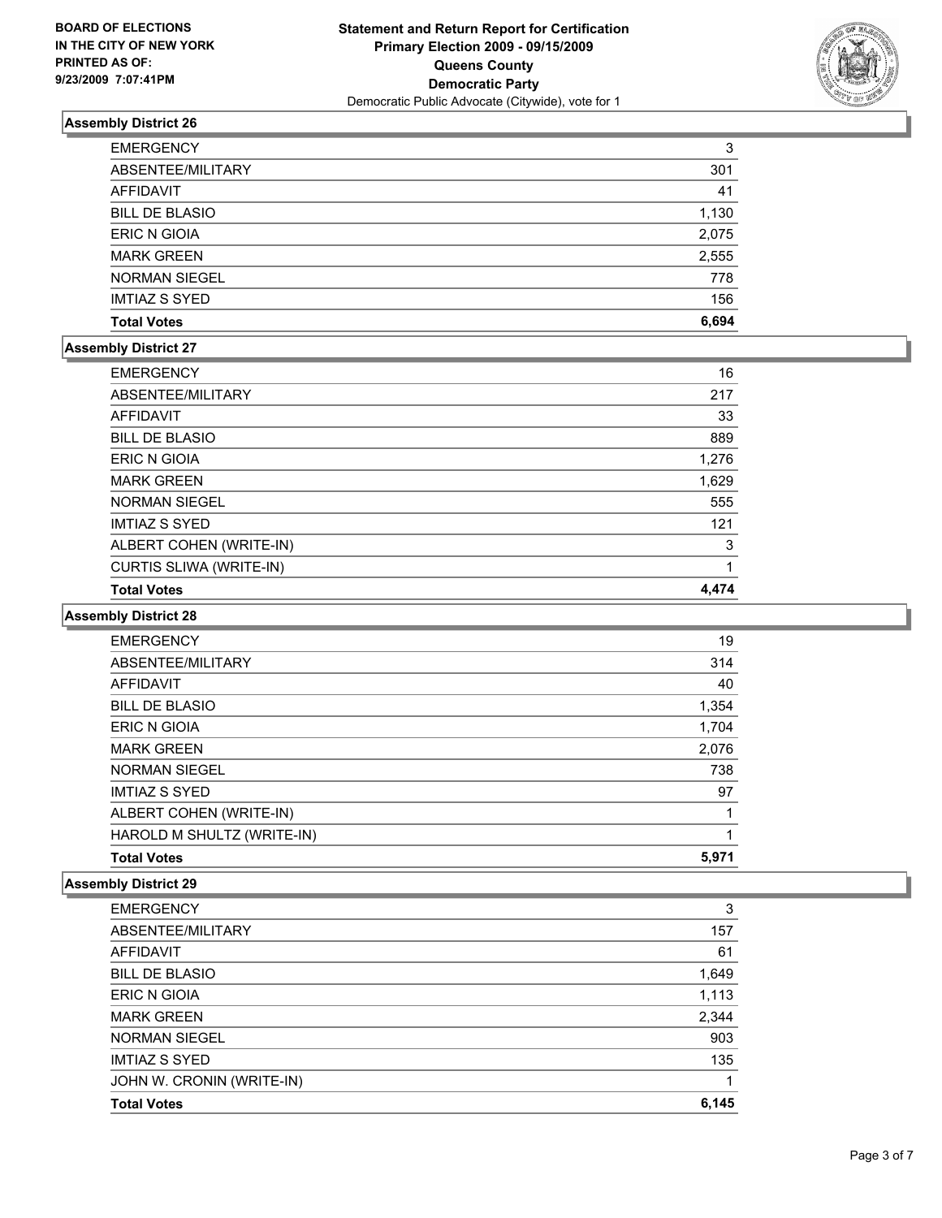**BOARD OF ELECTIONS IN THE CITY OF NEW YORK PRINTED AS OF: 9/23/2009 7:07:41PM**

# Statement and Return Report for Certification
## Primary Election 2009 - 09/15/2009
## Queens County
## Democratic Party
Democratic Public Advocate (Citywide), vote for 1

### Assembly District 26

| | |
|---|---|
| EMERGENCY | 3 |
| ABSENTEE/MILITARY | 301 |
| AFFIDAVIT | 41 |
| BILL DE BLASIO | 1,130 |
| ERIC N GIOIA | 2,075 |
| MARK GREEN | 2,555 |
| NORMAN SIEGEL | 778 |
| IMTIAZ S SYED | 156 |
| **Total Votes** | **6,694** |

### Assembly District 27

| | |
|---|---|
| EMERGENCY | 16 |
| ABSENTEE/MILITARY | 217 |
| AFFIDAVIT | 33 |
| BILL DE BLASIO | 889 |
| ERIC N GIOIA | 1,276 |
| MARK GREEN | 1,629 |
| NORMAN SIEGEL | 555 |
| IMTIAZ S SYED | 121 |
| ALBERT COHEN (WRITE-IN) | 3 |
| CURTIS SLIWA (WRITE-IN) | 1 |
| **Total Votes** | **4,474** |

### Assembly District 28

| | |
|---|---|
| EMERGENCY | 19 |
| ABSENTEE/MILITARY | 314 |
| AFFIDAVIT | 40 |
| BILL DE BLASIO | 1,354 |
| ERIC N GIOIA | 1,704 |
| MARK GREEN | 2,076 |
| NORMAN SIEGEL | 738 |
| IMTIAZ S SYED | 97 |
| ALBERT COHEN (WRITE-IN) | 1 |
| HAROLD M SHULTZ (WRITE-IN) | 1 |
| **Total Votes** | **5,971** |

### Assembly District 29

| | |
|---|---|
| EMERGENCY | 3 |
| ABSENTEE/MILITARY | 157 |
| AFFIDAVIT | 61 |
| BILL DE BLASIO | 1,649 |
| ERIC N GIOIA | 1,113 |
| MARK GREEN | 2,344 |
| NORMAN SIEGEL | 903 |
| IMTIAZ S SYED | 135 |
| JOHN W. CRONIN (WRITE-IN) | 1 |
| **Total Votes** | **6,145** |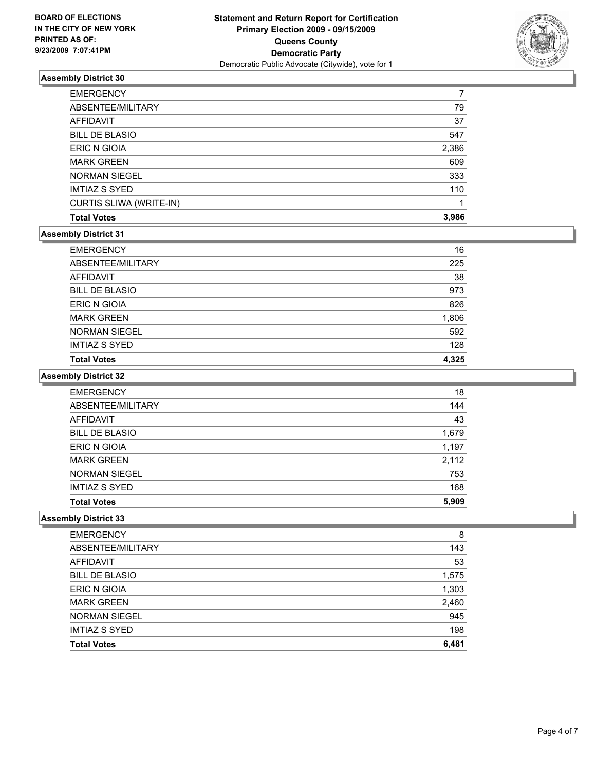**BOARD OF ELECTIONS IN THE CITY OF NEW YORK PRINTED AS OF: 9/23/2009 7:07:41PM**

# Statement and Return Report for Certification
## Primary Election 2009 - 09/15/2009
## Queens County
## Democratic Party
Democratic Public Advocate (Citywide), vote for 1

### Assembly District 30

| | |
|---|---|
| EMERGENCY | 7 |
| ABSENTEE/MILITARY | 79 |
| AFFIDAVIT | 37 |
| BILL DE BLASIO | 547 |
| ERIC N GIOIA | 2,386 |
| MARK GREEN | 609 |
| NORMAN SIEGEL | 333 |
| IMTIAZ S SYED | 110 |
| CURTIS SLIWA (WRITE-IN) | 1 |
| **Total Votes** | **3,986** |

### Assembly District 31

| | |
|---|---|
| EMERGENCY | 16 |
| ABSENTEE/MILITARY | 225 |
| AFFIDAVIT | 38 |
| BILL DE BLASIO | 973 |
| ERIC N GIOIA | 826 |
| MARK GREEN | 1,806 |
| NORMAN SIEGEL | 592 |
| IMTIAZ S SYED | 128 |
| **Total Votes** | **4,325** |

### Assembly District 32

| | |
|---|---|
| EMERGENCY | 18 |
| ABSENTEE/MILITARY | 144 |
| AFFIDAVIT | 43 |
| BILL DE BLASIO | 1,679 |
| ERIC N GIOIA | 1,197 |
| MARK GREEN | 2,112 |
| NORMAN SIEGEL | 753 |
| IMTIAZ S SYED | 168 |
| **Total Votes** | **5,909** |

### Assembly District 33

| | |
|---|---|
| EMERGENCY | 8 |
| ABSENTEE/MILITARY | 143 |
| AFFIDAVIT | 53 |
| BILL DE BLASIO | 1,575 |
| ERIC N GIOIA | 1,303 |
| MARK GREEN | 2,460 |
| NORMAN SIEGEL | 945 |
| IMTIAZ S SYED | 198 |
| **Total Votes** | **6,481** |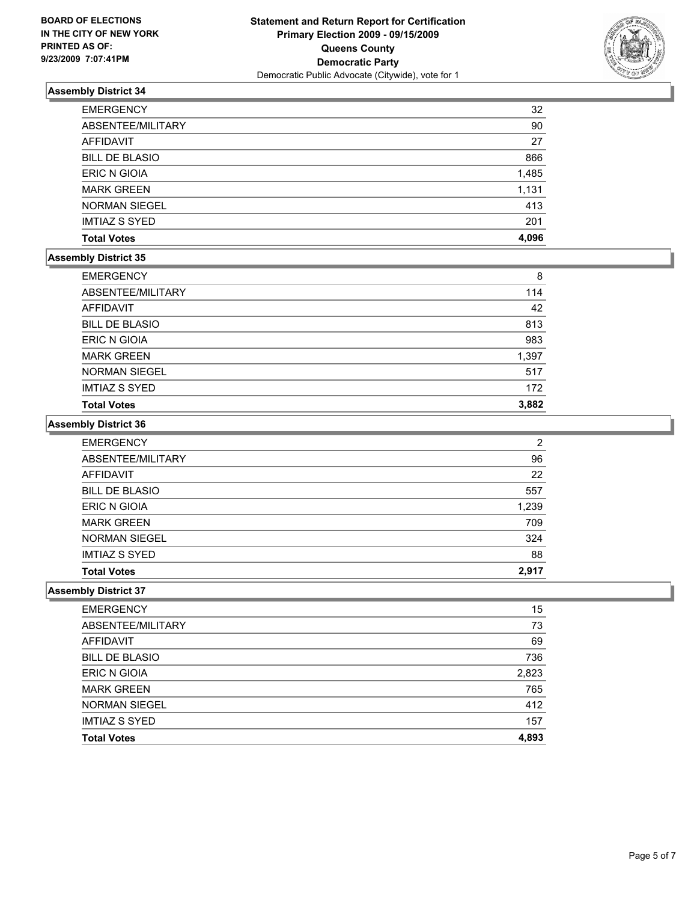**BOARD OF ELECTIONS IN THE CITY OF NEW YORK PRINTED AS OF: 9/23/2009 7:07:41PM**

**Statement and Return Report for Certification**
**Primary Election 2009 - 09/15/2009**
**Queens County**
**Democratic Party**
Democratic Public Advocate (Citywide), vote for 1

### Assembly District 34

| | |
|---|---|
| EMERGENCY | 32 |
| ABSENTEE/MILITARY | 90 |
| AFFIDAVIT | 27 |
| BILL DE BLASIO | 866 |
| ERIC N GIOIA | 1,485 |
| MARK GREEN | 1,131 |
| NORMAN SIEGEL | 413 |
| IMTIAZ S SYED | 201 |
| **Total Votes** | **4,096** |

### Assembly District 35

| | |
|---|---|
| EMERGENCY | 8 |
| ABSENTEE/MILITARY | 114 |
| AFFIDAVIT | 42 |
| BILL DE BLASIO | 813 |
| ERIC N GIOIA | 983 |
| MARK GREEN | 1,397 |
| NORMAN SIEGEL | 517 |
| IMTIAZ S SYED | 172 |
| **Total Votes** | **3,882** |

### Assembly District 36

| | |
|---|---|
| EMERGENCY | 2 |
| ABSENTEE/MILITARY | 96 |
| AFFIDAVIT | 22 |
| BILL DE BLASIO | 557 |
| ERIC N GIOIA | 1,239 |
| MARK GREEN | 709 |
| NORMAN SIEGEL | 324 |
| IMTIAZ S SYED | 88 |
| **Total Votes** | **2,917** |

### Assembly District 37

| | |
|---|---|
| EMERGENCY | 15 |
| ABSENTEE/MILITARY | 73 |
| AFFIDAVIT | 69 |
| BILL DE BLASIO | 736 |
| ERIC N GIOIA | 2,823 |
| MARK GREEN | 765 |
| NORMAN SIEGEL | 412 |
| IMTIAZ S SYED | 157 |
| **Total Votes** | **4,893** |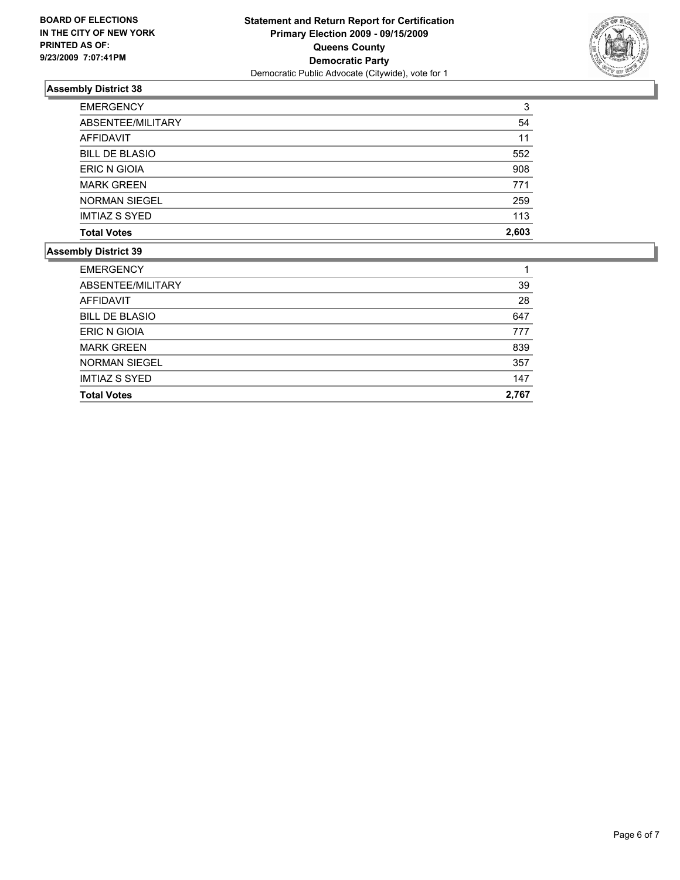**BOARD OF ELECTIONS IN THE CITY OF NEW YORK PRINTED AS OF: 9/23/2009 7:07:41PM**

**Statement and Return Report for Certification**
**Primary Election 2009 - 09/15/2009**
**Queens County**
**Democratic Party**
Democratic Public Advocate (Citywide), vote for 1

## Assembly District 38

| | |
|---|---|
| EMERGENCY | 3 |
| ABSENTEE/MILITARY | 54 |
| AFFIDAVIT | 11 |
| BILL DE BLASIO | 552 |
| ERIC N GIOIA | 908 |
| MARK GREEN | 771 |
| NORMAN SIEGEL | 259 |
| IMTIAZ S SYED | 113 |
| **Total Votes** | **2,603** |

## Assembly District 39

| | |
|---|---|
| EMERGENCY | 1 |
| ABSENTEE/MILITARY | 39 |
| AFFIDAVIT | 28 |
| BILL DE BLASIO | 647 |
| ERIC N GIOIA | 777 |
| MARK GREEN | 839 |
| NORMAN SIEGEL | 357 |
| IMTIAZ S SYED | 147 |
| **Total Votes** | **2,767** |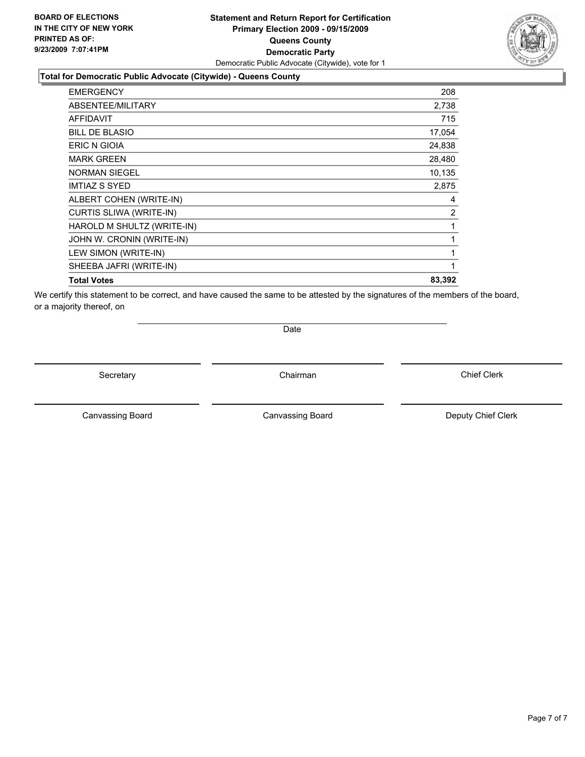**BOARD OF ELECTIONS IN THE CITY OF NEW YORK PRINTED AS OF: 9/23/2009 7:07:41PM**

**Statement and Return Report for Certification Primary Election 2009 - 09/15/2009 Queens County Democratic Party**

Democratic Public Advocate (Citywide), vote for 1

**Total for Democratic Public Advocate (Citywide) - Queens County**

| | |
|---|---|
| EMERGENCY | 208 |
| ABSENTEE/MILITARY | 2,738 |
| AFFIDAVIT | 715 |
| BILL DE BLASIO | 17,054 |
| ERIC N GIOIA | 24,838 |
| MARK GREEN | 28,480 |
| NORMAN SIEGEL | 10,135 |
| IMTIAZ S SYED | 2,875 |
| ALBERT COHEN (WRITE-IN) | 4 |
| CURTIS SLIWA (WRITE-IN) | 2 |
| HAROLD M SHULTZ (WRITE-IN) | 1 |
| JOHN W. CRONIN (WRITE-IN) | 1 |
| LEW SIMON (WRITE-IN) | 1 |
| SHEEBA JAFRI (WRITE-IN) | 1 |
| **Total Votes** | **83,392** |

We certify this statement to be correct, and have caused the same to be attested by the signatures of the members of the board, or a majority thereof, on

Date

Secretary Chairman Chief Clerk

Canvassing Board Canvassing Board Deputy Chief Clerk